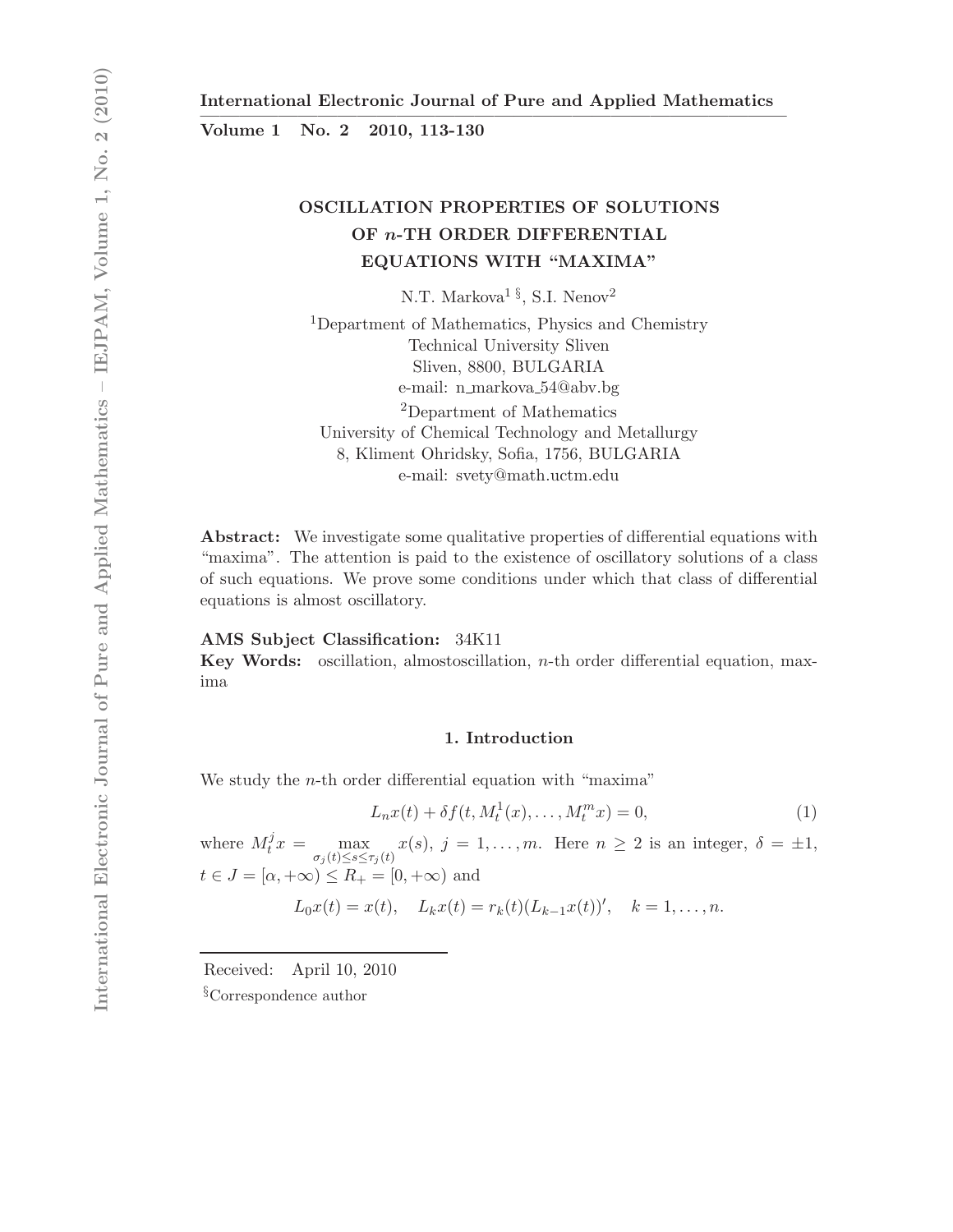# OSCILLATION PROPERTIES OF SOLUTIONS OF $n$-TH ORDER DIFFERENTIAL EQUATIONS WITH "MAXIMA"

N.T. Markova[1 §], S.I. Nenov[2]

[1]Department of Mathematics, Physics and Chemistry
Technical University Sliven
Sliven, 8800, BULGARIA
e-mail: n_markova_54@abv.bg

[2]Department of Mathematics
University of Chemical Technology and Metallurgy
8, Kliment Ohridsky, Sofia, 1756, BULGARIA
e-mail: svety@math.uctm.edu

**Abstract:** We investigate some qualitative properties of differential equations with "maxima". The attention is paid to the existence of oscillatory solutions of a class of such equations. We prove some conditions under which that class of differential equations is almost oscillatory.

**AMS Subject Classification:** 34K11

**Key Words:** oscillation, almostoscillation, $n$-th order differential equation, maxima

## 1. Introduction

We study the $n$-th order differential equation with "maxima"

$$L_n x(t) + \delta f(t, M_t^1(x), \dots, M_t^m x) = 0, \tag{1}$$

where $M_t^j x = \max\limits_{\sigma_j(t) \leq s \leq \tau_j(t)} x(s)$, $j = 1, \dots, m$. Here $n \geq 2$ is an integer, $\delta = \pm 1$, $t \in J = [\alpha, +\infty) \leq R_+ = [0, +\infty)$ and

$$L_0 x(t) = x(t), \quad L_k x(t) = r_k(t)(L_{k-1}x(t))', \quad k = 1, \dots, n.$$

Received: April 10, 2010

§Correspondence author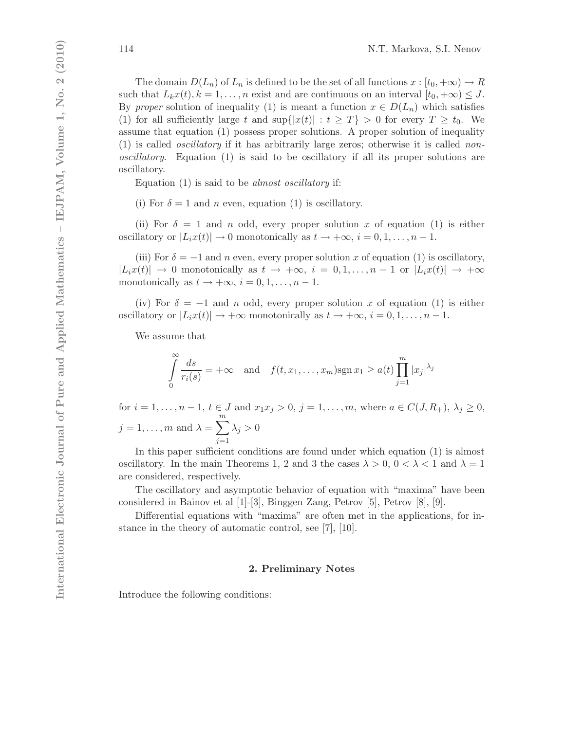The domain $D(L_n)$ of $L_n$ is defined to be the set of all functions $x : [t_0, +\infty) \to R$ such that $L_k x(t), k = 1, \ldots, n$ exist and are continuous on an interval $[t_0, +\infty) \leq J$. By *proper* solution of inequality (1) is meant a function $x \in D(L_n)$ which satisfies (1) for all sufficiently large $t$ and $\sup\{|x(t)| : t \geq T\} > 0$ for every $T \geq t_0$. We assume that equation (1) possess proper solutions. A proper solution of inequality (1) is called *oscillatory* if it has arbitrarily large zeros; otherwise it is called *non-oscillatory*. Equation (1) is said to be oscillatory if all its proper solutions are oscillatory.

Equation (1) is said to be *almost oscillatory* if:

(i) For $\delta = 1$ and $n$ even, equation (1) is oscillatory.

(ii) For $\delta = 1$ and $n$ odd, every proper solution $x$ of equation (1) is either oscillatory or $|L_i x(t)| \to 0$ monotonically as $t \to +\infty$, $i = 0, 1, \ldots, n-1$.

(iii) For $\delta = -1$ and $n$ even, every proper solution $x$ of equation (1) is oscillatory, $|L_i x(t)| \to 0$ monotonically as $t \to +\infty$, $i = 0, 1, \ldots, n-1$ or $|L_i x(t)| \to +\infty$ monotonically as $t \to +\infty$, $i = 0, 1, \ldots, n-1$.

(iv) For $\delta = -1$ and $n$ odd, every proper solution $x$ of equation (1) is either oscillatory or $|L_i x(t)| \to +\infty$ monotonically as $t \to +\infty$, $i = 0, 1, \ldots, n-1$.

We assume that

$$\int_0^\infty \frac{ds}{r_i(s)} = +\infty \quad \text{and} \quad f(t, x_1, \ldots, x_m) \operatorname{sgn} x_1 \geq a(t) \prod_{j=1}^m |x_j|^{\lambda_j}$$

for $i = 1, \ldots, n-1$, $t \in J$ and $x_1 x_j > 0$, $j = 1, \ldots, m$, where $a \in C(J, R_+)$, $\lambda_j \geq 0$, $j = 1, \ldots, m$ and $\lambda = \sum_{j=1}^m \lambda_j > 0$

In this paper sufficient conditions are found under which equation (1) is almost oscillatory. In the main Theorems 1, 2 and 3 the cases $\lambda > 0$, $0 < \lambda < 1$ and $\lambda = 1$ are considered, respectively.

The oscillatory and asymptotic behavior of equation with "maxima" have been considered in Bainov et al [1]-[3], Binggen Zang, Petrov [5], Petrov [8], [9].

Differential equations with "maxima" are often met in the applications, for instance in the theory of automatic control, see [7], [10].

## 2. Preliminary Notes

Introduce the following conditions: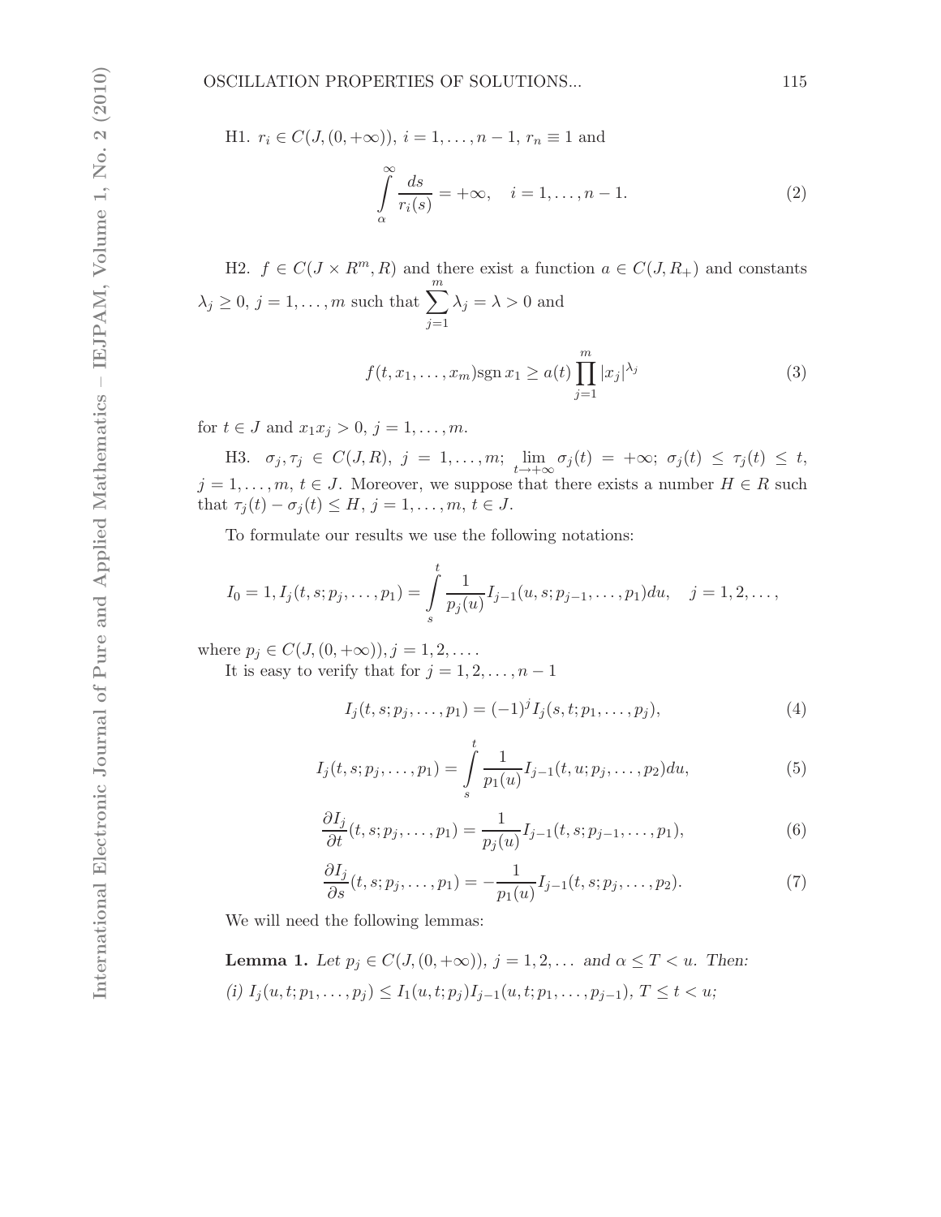H1. $r_i \in C(J,(0,+\infty))$, $i = 1,\dots,n-1$, $r_n \equiv 1$ and

$$\int_{\alpha}^{\infty} \frac{ds}{r_i(s)} = +\infty, \quad i = 1,\dots,n-1. \tag{2}$$

H2. $f \in C(J \times R^m, R)$ and there exist a function $a \in C(J, R_+)$ and constants $\lambda_j \geq 0$, $j = 1,\dots,m$ such that $\sum_{j=1}^{m} \lambda_j = \lambda > 0$ and

$$f(t, x_1, \dots, x_m) \operatorname{sgn} x_1 \geq a(t) \prod_{j=1}^{m} |x_j|^{\lambda_j} \tag{3}$$

for $t \in J$ and $x_1 x_j > 0$, $j = 1,\dots,m$.

H3. $\sigma_j, \tau_j \in C(J,R)$, $j = 1,\dots,m$; $\lim_{t\to+\infty} \sigma_j(t) = +\infty$; $\sigma_j(t) \leq \tau_j(t) \leq t$, $j = 1,\dots,m$, $t \in J$. Moreover, we suppose that there exists a number $H \in R$ such that $\tau_j(t) - \sigma_j(t) \leq H$, $j = 1,\dots,m$, $t \in J$.

To formulate our results we use the following notations:

$$I_0 = 1, I_j(t,s;p_j,\dots,p_1) = \int_s^t \frac{1}{p_j(u)} I_{j-1}(u,s;p_{j-1},\dots,p_1)du, \quad j = 1,2,\dots,$$

where $p_j \in C(J,(0,+\infty))$, $j = 1,2,\dots$.

It is easy to verify that for $j = 1,2,\dots,n-1$

$$I_j(t,s;p_j,\dots,p_1) = (-1)^j I_j(s,t;p_1,\dots,p_j), \tag{4}$$

$$I_j(t,s;p_j,\dots,p_1) = \int_s^t \frac{1}{p_1(u)} I_{j-1}(t,u;p_j,\dots,p_2)du, \tag{5}$$

$$\frac{\partial I_j}{\partial t}(t,s;p_j,\dots,p_1) = \frac{1}{p_j(u)} I_{j-1}(t,s;p_{j-1},\dots,p_1), \tag{6}$$

$$\frac{\partial I_j}{\partial s}(t,s;p_j,\dots,p_1) = -\frac{1}{p_1(u)} I_{j-1}(t,s;p_j,\dots,p_2). \tag{7}$$

We will need the following lemmas:

**Lemma 1.** *Let $p_j \in C(J,(0,+\infty))$, $j = 1,2,\dots$ and $\alpha \leq T < u$. Then:*

*(i) $I_j(u,t;p_1,\dots,p_j) \leq I_1(u,t;p_j) I_{j-1}(u,t;p_1,\dots,p_{j-1})$, $T \leq t < u$;*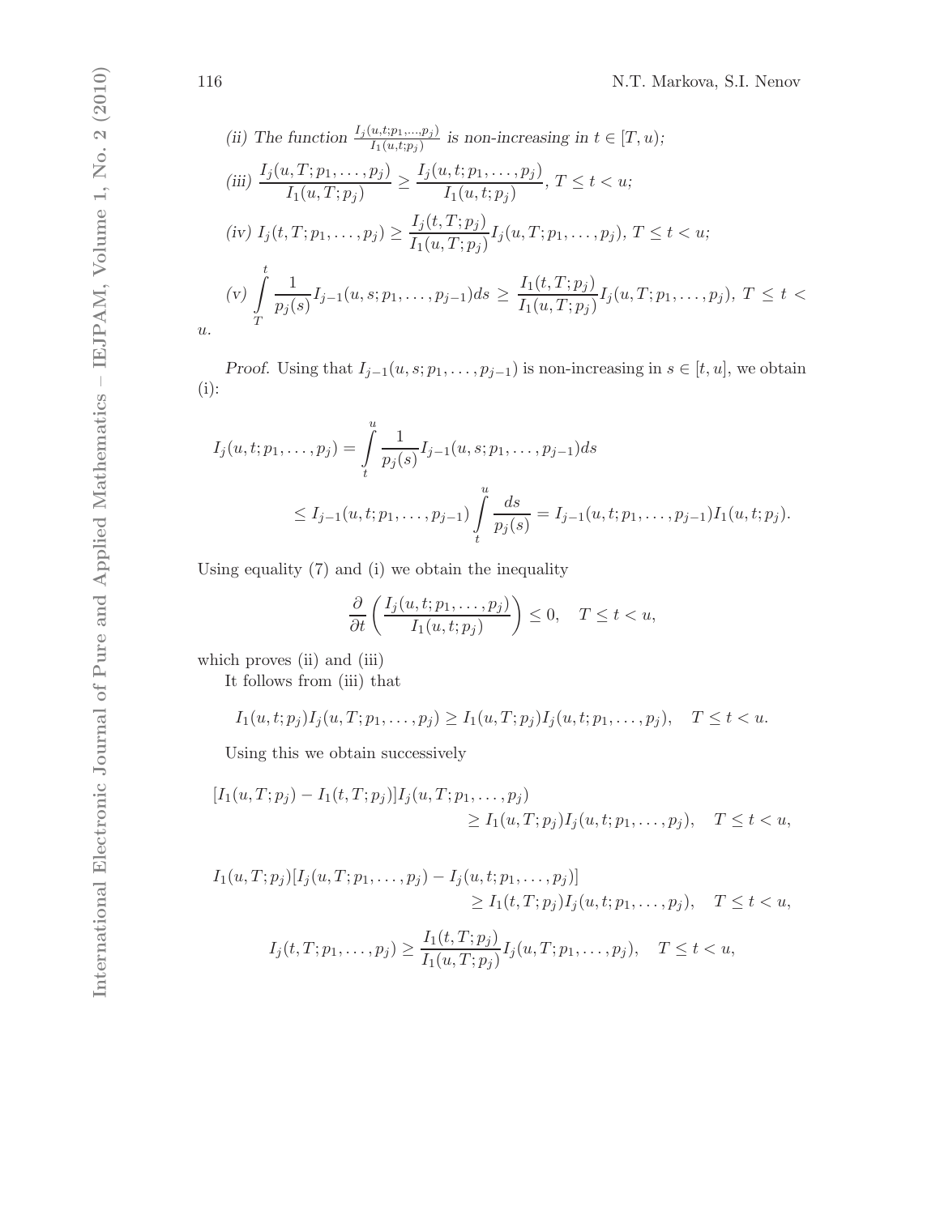*(ii) The function* $\frac{I_j(u,t;p_1,\ldots,p_j)}{I_1(u,t;p_j)}$ *is non-increasing in* $t \in [T,u)$*;*

*(iii)* $\dfrac{I_j(u,T;p_1,\ldots,p_j)}{I_1(u,T;p_j)} \geq \dfrac{I_j(u,t;p_1,\ldots,p_j)}{I_1(u,t;p_j)}$, $T \leq t < u$*;*

*(iv)* $I_j(t,T;p_1,\ldots,p_j) \geq \dfrac{I_j(t,T;p_j)}{I_1(u,T;p_j)} I_j(u,T;p_1,\ldots,p_j)$, $T \leq t < u$*;*

*(v)* $\displaystyle\int_T^t \frac{1}{p_j(s)} I_{j-1}(u,s;p_1,\ldots,p_{j-1})ds \geq \frac{I_1(t,T;p_j)}{I_1(u,T;p_j)} I_j(u,T;p_1,\ldots,p_j)$, $T \leq t < u$.

*Proof.* Using that $I_{j-1}(u,s;p_1,\ldots,p_{j-1})$ is non-increasing in $s \in [t,u]$, we obtain (i):

$$I_j(u,t;p_1,\ldots,p_j) = \int_t^u \frac{1}{p_j(s)} I_{j-1}(u,s;p_1,\ldots,p_{j-1})ds$$

$$\leq I_{j-1}(u,t;p_1,\ldots,p_{j-1}) \int_t^u \frac{ds}{p_j(s)} = I_{j-1}(u,t;p_1,\ldots,p_{j-1}) I_1(u,t;p_j).$$

Using equality (7) and (i) we obtain the inequality

$$\frac{\partial}{\partial t}\left(\frac{I_j(u,t;p_1,\ldots,p_j)}{I_1(u,t;p_j)}\right) \leq 0, \quad T \leq t < u,$$

which proves (ii) and (iii)

It follows from (iii) that

$$I_1(u,t;p_j) I_j(u,T;p_1,\ldots,p_j) \geq I_1(u,T;p_j) I_j(u,t;p_1,\ldots,p_j), \quad T \leq t < u.$$

Using this we obtain successively

$$[I_1(u,T;p_j) - I_1(t,T;p_j)] I_j(u,T;p_1,\ldots,p_j) \geq I_1(u,T;p_j) I_j(u,t;p_1,\ldots,p_j), \quad T \leq t < u,$$

$$I_1(u,T;p_j)[I_j(u,T;p_1,\ldots,p_j) - I_j(u,t;p_1,\ldots,p_j)] \geq I_1(t,T;p_j) I_j(u,t;p_1,\ldots,p_j), \quad T \leq t < u,$$

$$I_j(t,T;p_1,\ldots,p_j) \geq \frac{I_1(t,T;p_j)}{I_1(u,T;p_j)} I_j(u,T;p_1,\ldots,p_j), \quad T \leq t < u,$$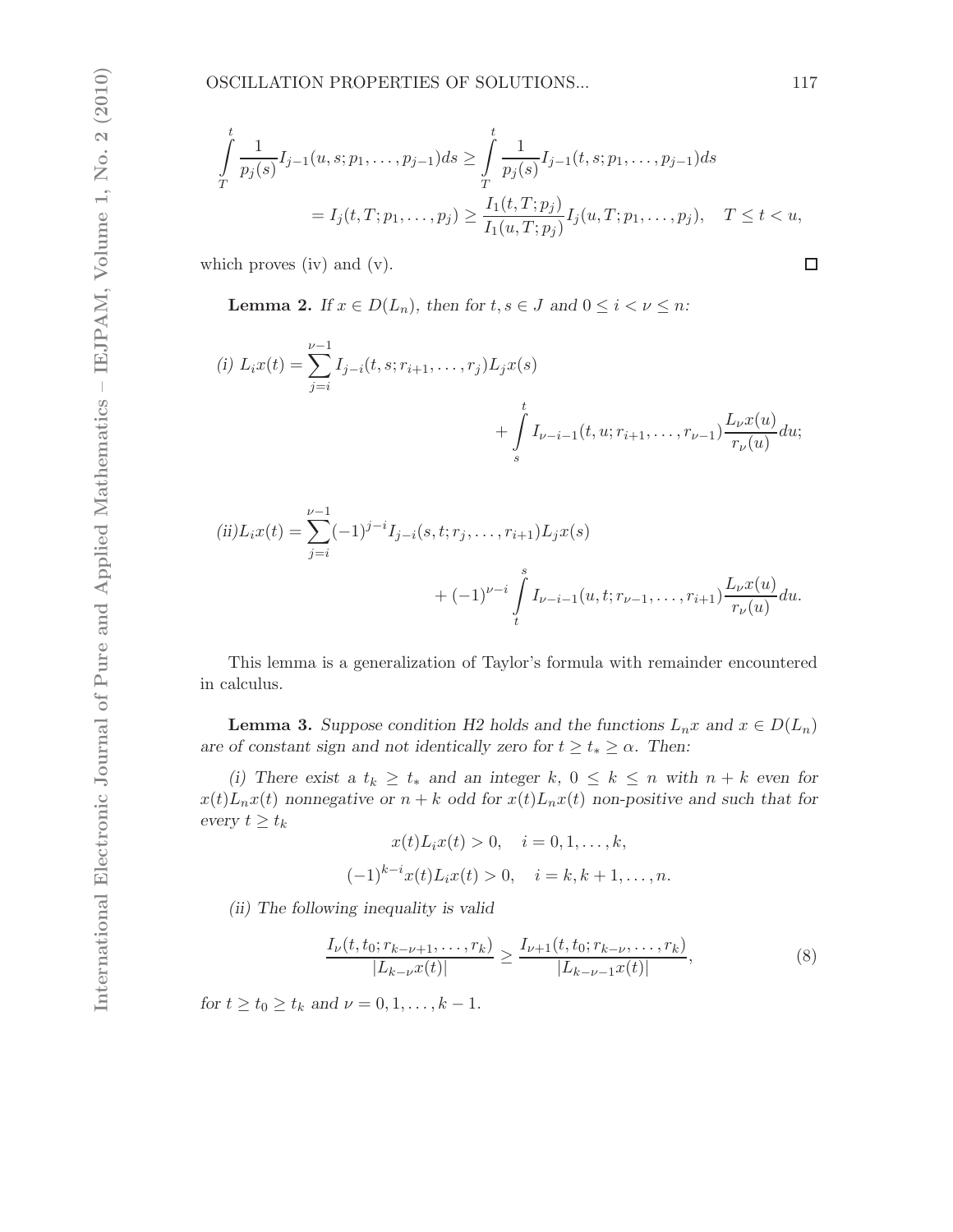$$
\int_T^t \frac{1}{p_j(s)} I_{j-1}(u,s;p_1,\dots,p_{j-1})ds \geq \int_T^t \frac{1}{p_j(s)} I_{j-1}(t,s;p_1,\dots,p_{j-1})ds
$$

$$
= I_j(t,T;p_1,\dots,p_j) \geq \frac{I_1(t,T;p_j)}{I_1(u,T;p_j)} I_j(u,T;p_1,\dots,p_j), \quad T \leq t < u,
$$

which proves (iv) and (v). □

**Lemma 2.** *If $x \in D(L_n)$, then for $t, s \in J$ and $0 \leq i < \nu \leq n$:*

*(i)*
$$
L_i x(t) = \sum_{j=i}^{\nu-1} I_{j-i}(t,s;r_{i+1},\dots,r_j) L_j x(s) + \int_s^t I_{\nu-i-1}(t,u;r_{i+1},\dots,r_{\nu-1}) \frac{L_\nu x(u)}{r_\nu(u)} du;
$$

*(ii)*
$$
L_i x(t) = \sum_{j=i}^{\nu-1} (-1)^{j-i} I_{j-i}(s,t;r_j,\dots,r_{i+1}) L_j x(s) + (-1)^{\nu-i} \int_t^s I_{\nu-i-1}(u,t;r_{\nu-1},\dots,r_{i+1}) \frac{L_\nu x(u)}{r_\nu(u)} du.
$$

This lemma is a generalization of Taylor's formula with remainder encountered in calculus.

**Lemma 3.** *Suppose condition H2 holds and the functions $L_n x$ and $x \in D(L_n)$ are of constant sign and not identically zero for $t \geq t_* \geq \alpha$. Then:*

*(i) There exist a $t_k \geq t_*$ and an integer $k$, $0 \leq k \leq n$ with $n+k$ even for $x(t)L_n x(t)$ nonnegative or $n+k$ odd for $x(t)L_n x(t)$ non-positive and such that for every $t \geq t_k$*

$$
x(t)L_i x(t) > 0, \quad i = 0,1,\dots,k,
$$

$$
(-1)^{k-i} x(t) L_i x(t) > 0, \quad i = k, k+1, \dots, n.
$$

*(ii) The following inequality is valid*

$$
\frac{I_\nu(t,t_0;r_{k-\nu+1},\dots,r_k)}{|L_{k-\nu} x(t)|} \geq \frac{I_{\nu+1}(t,t_0;r_{k-\nu},\dots,r_k)}{|L_{k-\nu-1} x(t)|}, \tag{8}
$$

*for $t \geq t_0 \geq t_k$ and $\nu = 0,1,\dots,k-1$.*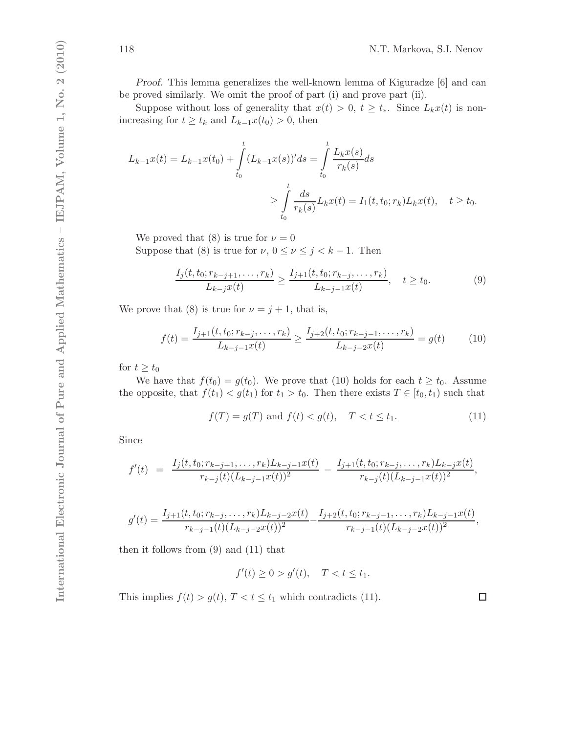*Proof.* This lemma generalizes the well-known lemma of Kiguradze [6] and can be proved similarly. We omit the proof of part (i) and prove part (ii).

Suppose without loss of generality that $x(t) > 0$, $t \geq t_*$. Since $L_k x(t)$ is non-increasing for $t \geq t_k$ and $L_{k-1}x(t_0) > 0$, then

$$L_{k-1}x(t) = L_{k-1}x(t_0) + \int_{t_0}^{t} (L_{k-1}x(s))' ds = \int_{t_0}^{t} \frac{L_k x(s)}{r_k(s)} ds$$
$$\geq \int_{t_0}^{t} \frac{ds}{r_k(s)} L_k x(t) = I_1(t, t_0; r_k) L_k x(t), \quad t \geq t_0.$$

We proved that (8) is true for $\nu = 0$

Suppose that (8) is true for $\nu$, $0 \leq \nu \leq j < k-1$. Then

$$\frac{I_j(t, t_0; r_{k-j+1}, \ldots, r_k)}{L_{k-j}x(t)} \geq \frac{I_{j+1}(t, t_0; r_{k-j}, \ldots, r_k)}{L_{k-j-1}x(t)}, \quad t \geq t_0. \tag{9}$$

We prove that (8) is true for $\nu = j+1$, that is,

$$f(t) = \frac{I_{j+1}(t, t_0; r_{k-j}, \ldots, r_k)}{L_{k-j-1}x(t)} \geq \frac{I_{j+2}(t, t_0; r_{k-j-1}, \ldots, r_k)}{L_{k-j-2}x(t)} = g(t) \tag{10}$$

for $t \geq t_0$

We have that $f(t_0) = g(t_0)$. We prove that (10) holds for each $t \geq t_0$. Assume the opposite, that $f(t_1) < g(t_1)$ for $t_1 > t_0$. Then there exists $T \in [t_0, t_1)$ such that

$$f(T) = g(T) \text{ and } f(t) < g(t), \quad T < t \leq t_1. \tag{11}$$

Since

$$f'(t) = \frac{I_j(t, t_0; r_{k-j+1}, \ldots, r_k) L_{k-j-1}x(t)}{r_{k-j}(t)(L_{k-j-1}x(t))^2} - \frac{I_{j+1}(t, t_0; r_{k-j}, \ldots, r_k) L_{k-j}x(t)}{r_{k-j}(t)(L_{k-j-1}x(t))^2},$$

$$g'(t) = \frac{I_{j+1}(t, t_0; r_{k-j}, \ldots, r_k) L_{k-j-2}x(t)}{r_{k-j-1}(t)(L_{k-j-2}x(t))^2} - \frac{I_{j+2}(t, t_0; r_{k-j-1}, \ldots, r_k) L_{k-j-1}x(t)}{r_{k-j-1}(t)(L_{k-j-2}x(t))^2},$$

then it follows from (9) and (11) that

$$f'(t) \geq 0 > g'(t), \quad T < t \leq t_1.$$

This implies $f(t) > g(t)$, $T < t \leq t_1$ which contradicts (11). □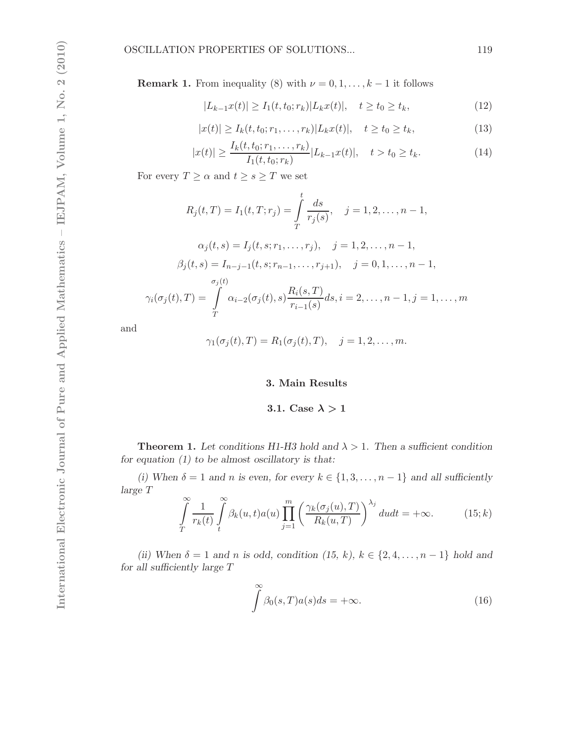**Remark 1.** From inequality (8) with $\nu = 0, 1, \ldots, k-1$ it follows

$$|L_{k-1}x(t)| \geq I_1(t, t_0; r_k)|L_k x(t)|, \quad t \geq t_0 \geq t_k, \tag{12}$$

$$|x(t)| \geq I_k(t, t_0; r_1, \ldots, r_k)|L_k x(t)|, \quad t \geq t_0 \geq t_k, \tag{13}$$

$$|x(t)| \geq \frac{I_k(t, t_0; r_1, \ldots, r_k)}{I_1(t, t_0; r_k)}|L_{k-1}x(t)|, \quad t > t_0 \geq t_k. \tag{14}$$

For every $T \geq \alpha$ and $t \geq s \geq T$ we set

$$R_j(t, T) = I_1(t, T; r_j) = \int_T^t \frac{ds}{r_j(s)}, \quad j = 1, 2, \ldots, n-1,$$

$$\alpha_j(t, s) = I_j(t, s; r_1, \ldots, r_j), \quad j = 1, 2, \ldots, n-1,$$

$$\beta_j(t, s) = I_{n-j-1}(t, s; r_{n-1}, \ldots, r_{j+1}), \quad j = 0, 1, \ldots, n-1,$$

$$\gamma_i(\sigma_j(t), T) = \int_T^{\sigma_j(t)} \alpha_{i-2}(\sigma_j(t), s)\frac{R_i(s, T)}{r_{i-1}(s)}ds, i = 2, \ldots, n-1, j = 1, \ldots, m$$

and

$$\gamma_1(\sigma_j(t), T) = R_1(\sigma_j(t), T), \quad j = 1, 2, \ldots, m.$$

## 3. Main Results

### 3.1. Case $\lambda > 1$

**Theorem 1.** *Let conditions H1-H3 hold and $\lambda > 1$. Then a sufficient condition for equation (1) to be almost oscillatory is that:*

*(i) When $\delta = 1$ and $n$ is even, for every $k \in \{1, 3, \ldots, n-1\}$ and all sufficiently large $T$*

$$\int_T^\infty \frac{1}{r_k(t)} \int_t^\infty \beta_k(u, t)a(u) \prod_{j=1}^m \left(\frac{\gamma_k(\sigma_j(u), T)}{R_k(u, T)}\right)^{\lambda_j} dudt = +\infty. \tag{15; k}$$

*(ii) When $\delta = 1$ and $n$ is odd, condition (15, k), $k \in \{2, 4, \ldots, n-1\}$ hold and for all sufficiently large $T$*

$$\int^\infty \beta_0(s, T)a(s)ds = +\infty. \tag{16}$$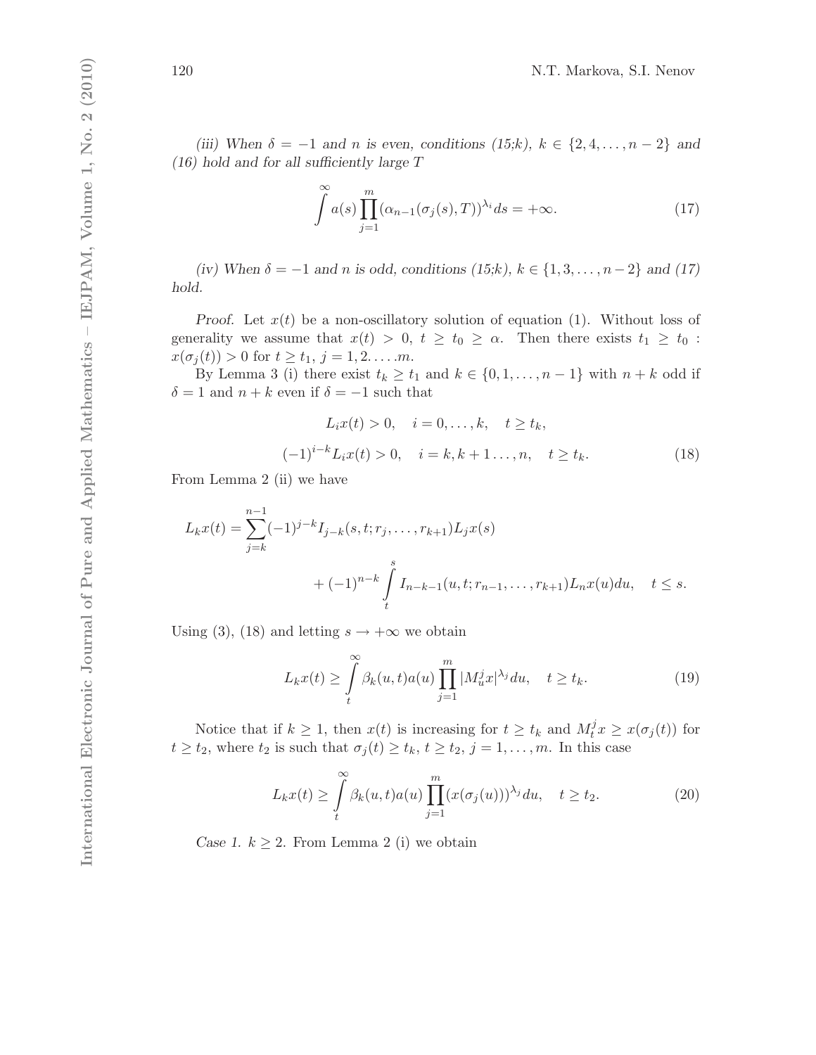*(iii) When $\delta = -1$ and $n$ is even, conditions (15;k), $k \in \{2, 4, \dots, n-2\}$ and (16) hold and for all sufficiently large $T$*

$$\int^{\infty} a(s) \prod_{j=1}^{m} (\alpha_{n-1}(\sigma_j(s), T))^{\lambda_i} ds = +\infty. \tag{17}$$

*(iv) When $\delta = -1$ and $n$ is odd, conditions (15;k), $k \in \{1, 3, \dots, n-2\}$ and (17) hold.*

*Proof.* Let $x(t)$ be a non-oscillatory solution of equation (1). Without loss of generality we assume that $x(t) > 0$, $t \geq t_0 \geq \alpha$. Then exists $t_1 \geq t_0$ : $x(\sigma_j(t)) > 0$ for $t \geq t_1$, $j = 1, 2. \dots .m$.

By Lemma 3 (i) there exist $t_k \geq t_1$ and $k \in \{0, 1, \dots, n-1\}$ with $n + k$ odd if $\delta = 1$ and $n + k$ even if $\delta = -1$ such that

$$\begin{aligned} L_i x(t) > 0, \quad i = 0, \dots, k, \quad t \geq t_k, \\ (-1)^{i-k} L_i x(t) > 0, \quad i = k, k+1 \dots, n, \quad t \geq t_k. \end{aligned} \tag{18}$$

From Lemma 2 (ii) we have

$$\begin{aligned} L_k x(t) = \sum_{j=k}^{n-1} (-1)^{j-k} I_{j-k}(s, t; r_j, \dots, r_{k+1}) L_j x(s) \\ + (-1)^{n-k} \int_t^s I_{n-k-1}(u, t; r_{n-1}, \dots, r_{k+1}) L_n x(u) du, \quad t \leq s. \end{aligned}$$

Using (3), (18) and letting $s \to +\infty$ we obtain

$$L_k x(t) \geq \int_t^{\infty} \beta_k(u, t) a(u) \prod_{j=1}^{m} |M_u^j x|^{\lambda_j} du, \quad t \geq t_k. \tag{19}$$

Notice that if $k \geq 1$, then $x(t)$ is increasing for $t \geq t_k$ and $M_t^j x \geq x(\sigma_j(t))$ for $t \geq t_2$, where $t_2$ is such that $\sigma_j(t) \geq t_k$, $t \geq t_2$, $j = 1, \dots, m$. In this case

$$L_k x(t) \geq \int_t^{\infty} \beta_k(u, t) a(u) \prod_{j=1}^{m} (x(\sigma_j(u)))^{\lambda_j} du, \quad t \geq t_2. \tag{20}$$

*Case 1.* $k \geq 2$. From Lemma 2 (i) we obtain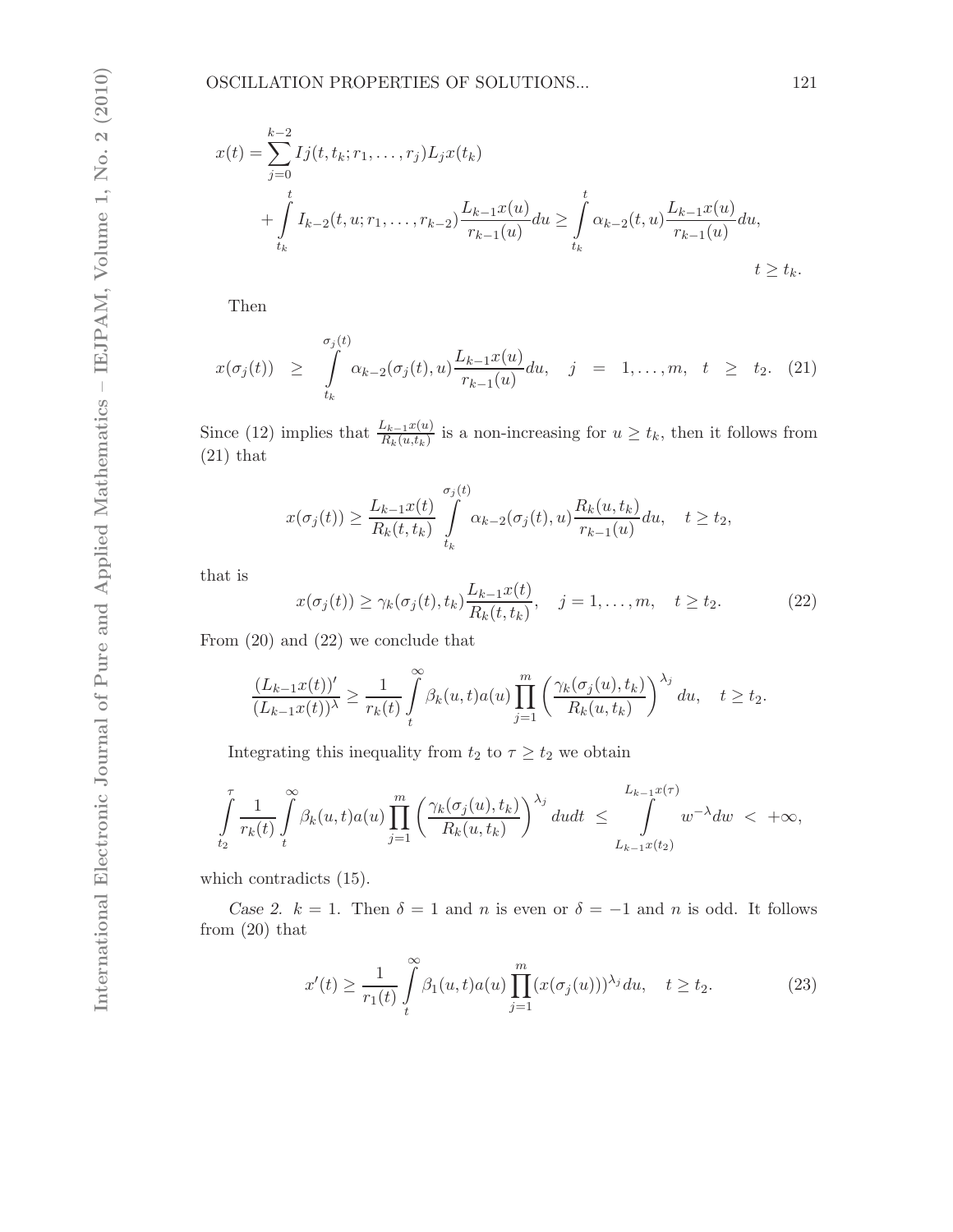$$
x(t) = \sum_{j=0}^{k-2} Ij(t, t_k; r_1, \dots, r_j) L_j x(t_k)
$$

$$
+ \int_{t_k}^{t} I_{k-2}(t, u; r_1, \dots, r_{k-2}) \frac{L_{k-1}x(u)}{r_{k-1}(u)} du \geq \int_{t_k}^{t} \alpha_{k-2}(t, u) \frac{L_{k-1}x(u)}{r_{k-1}(u)} du,
$$

$$
t \geq t_k.
$$

Then

$$
x(\sigma_j(t)) \geq \int_{t_k}^{\sigma_j(t)} \alpha_{k-2}(\sigma_j(t), u) \frac{L_{k-1}x(u)}{r_{k-1}(u)} du, \quad j = 1, \dots, m, \quad t \geq t_2. \quad (21)
$$

Since (12) implies that $\frac{L_{k-1}x(u)}{R_k(u,t_k)}$ is a non-increasing for $u \geq t_k$, then it follows from (21) that

$$
x(\sigma_j(t)) \geq \frac{L_{k-1}x(t)}{R_k(t, t_k)} \int_{t_k}^{\sigma_j(t)} \alpha_{k-2}(\sigma_j(t), u) \frac{R_k(u, t_k)}{r_{k-1}(u)} du, \quad t \geq t_2,
$$

that is

$$
x(\sigma_j(t)) \geq \gamma_k(\sigma_j(t), t_k) \frac{L_{k-1}x(t)}{R_k(t, t_k)}, \quad j = 1, \dots, m, \quad t \geq t_2. \quad (22)
$$

From (20) and (22) we conclude that

$$
\frac{(L_{k-1}x(t))'}{(L_{k-1}x(t))^{\lambda}} \geq \frac{1}{r_k(t)} \int_{t}^{\infty} \beta_k(u, t) a(u) \prod_{j=1}^{m} \left( \frac{\gamma_k(\sigma_j(u), t_k)}{R_k(u, t_k)} \right)^{\lambda_j} du, \quad t \geq t_2.
$$

Integrating this inequality from $t_2$ to $\tau \geq t_2$ we obtain

$$
\int_{t_2}^{\tau} \frac{1}{r_k(t)} \int_{t}^{\infty} \beta_k(u, t) a(u) \prod_{j=1}^{m} \left( \frac{\gamma_k(\sigma_j(u), t_k)}{R_k(u, t_k)} \right)^{\lambda_j} du dt \leq \int_{L_{k-1}x(t_2)}^{L_{k-1}x(\tau)} w^{-\lambda} dw < +\infty,
$$

which contradicts (15).

*Case 2.* $k = 1$. Then $\delta = 1$ and $n$ is even or $\delta = -1$ and $n$ is odd. It follows from (20) that

$$
x'(t) \geq \frac{1}{r_1(t)} \int_{t}^{\infty} \beta_1(u, t) a(u) \prod_{j=1}^{m} (x(\sigma_j(u)))^{\lambda_j} du, \quad t \geq t_2. \quad (23)
$$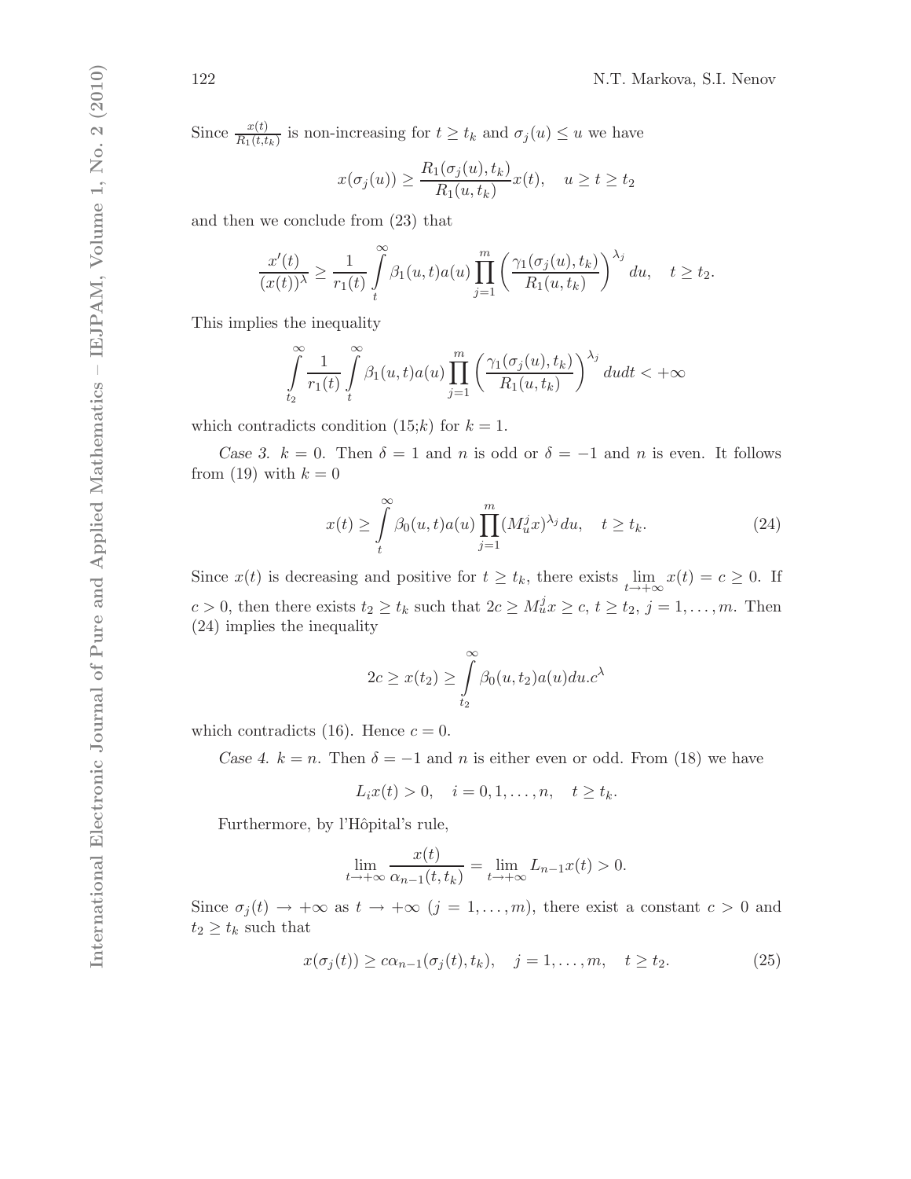Since $\frac{x(t)}{R_1(t,t_k)}$ is non-increasing for $t \geq t_k$ and $\sigma_j(u) \leq u$ we have

$$x(\sigma_j(u)) \geq \frac{R_1(\sigma_j(u), t_k)}{R_1(u, t_k)} x(t), \quad u \geq t \geq t_2$$

and then we conclude from (23) that

$$\frac{x'(t)}{(x(t))^\lambda} \geq \frac{1}{r_1(t)} \int_t^\infty \beta_1(u,t) a(u) \prod_{j=1}^m \left( \frac{\gamma_1(\sigma_j(u), t_k)}{R_1(u, t_k)} \right)^{\lambda_j} du, \quad t \geq t_2.$$

This implies the inequality

$$\int_{t_2}^\infty \frac{1}{r_1(t)} \int_t^\infty \beta_1(u,t) a(u) \prod_{j=1}^m \left( \frac{\gamma_1(\sigma_j(u), t_k)}{R_1(u, t_k)} \right)^{\lambda_j} du dt < +\infty$$

which contradicts condition (15;$k$) for $k = 1$.

*Case 3.* $k = 0$. Then $\delta = 1$ and $n$ is odd or $\delta = -1$ and $n$ is even. It follows from (19) with $k = 0$

$$x(t) \geq \int_t^\infty \beta_0(u,t) a(u) \prod_{j=1}^m (M_u^j x)^{\lambda_j} du, \quad t \geq t_k. \tag{24}$$

Since $x(t)$ is decreasing and positive for $t \geq t_k$, there exists $\lim_{t \to +\infty} x(t) = c \geq 0$. If $c > 0$, then there exists $t_2 \geq t_k$ such that $2c \geq M_u^j x \geq c$, $t \geq t_2$, $j = 1, \ldots, m$. Then (24) implies the inequality

$$2c \geq x(t_2) \geq \int_{t_2}^\infty \beta_0(u, t_2) a(u) du . c^\lambda$$

which contradicts (16). Hence $c = 0$.

*Case 4.* $k = n$. Then $\delta = -1$ and $n$ is either even or odd. From (18) we have

$$L_i x(t) > 0, \quad i = 0, 1, \ldots, n, \quad t \geq t_k.$$

Furthermore, by l'Hôpital's rule,

$$\lim_{t \to +\infty} \frac{x(t)}{\alpha_{n-1}(t, t_k)} = \lim_{t \to +\infty} L_{n-1} x(t) > 0.$$

Since $\sigma_j(t) \to +\infty$ as $t \to +\infty$ $(j = 1, \ldots, m)$, there exist a constant $c > 0$ and $t_2 \geq t_k$ such that

$$x(\sigma_j(t)) \geq c\alpha_{n-1}(\sigma_j(t), t_k), \quad j = 1, \ldots, m, \quad t \geq t_2. \tag{25}$$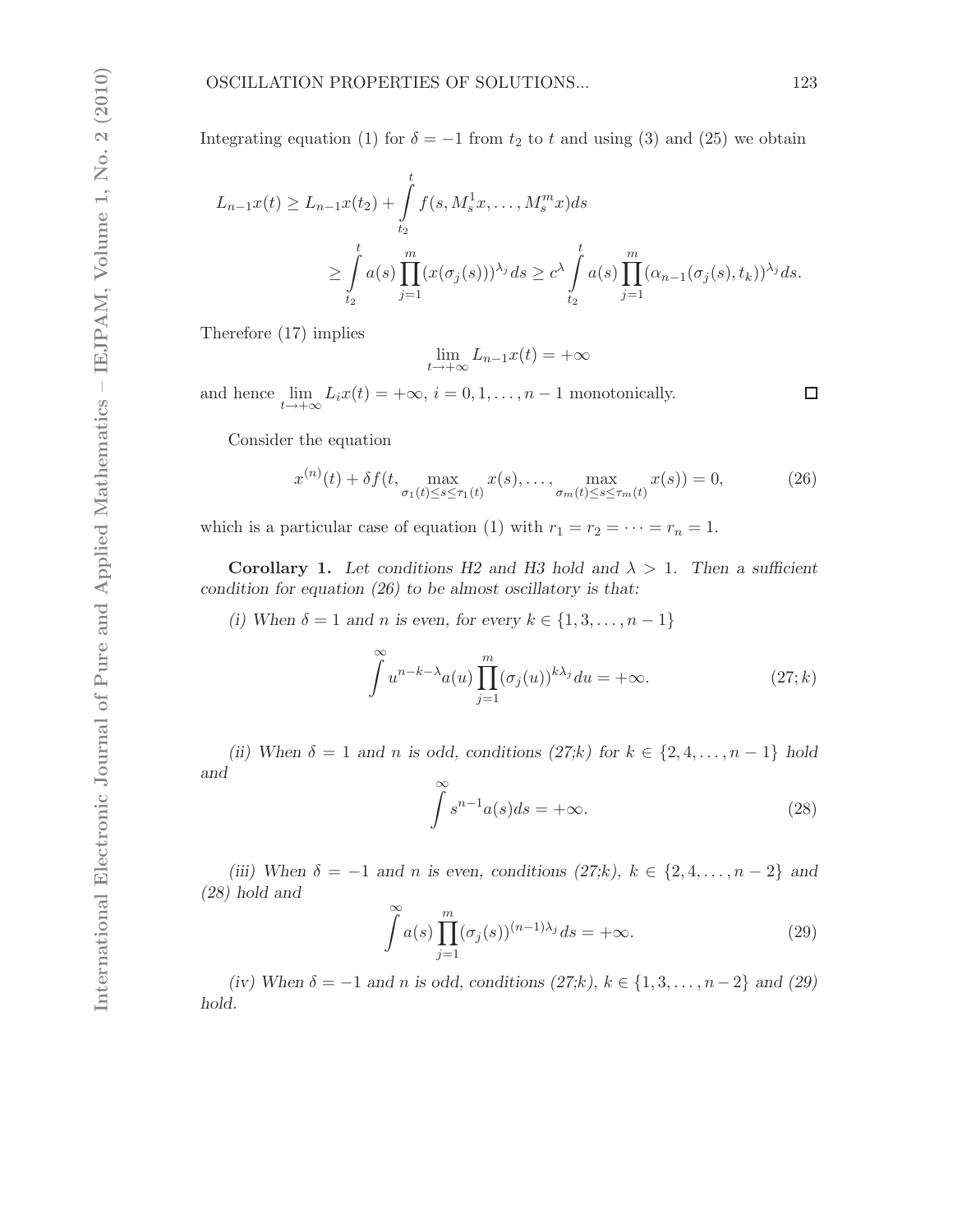Integrating equation (1) for $\delta = -1$ from $t_2$ to $t$ and using (3) and (25) we obtain

$$
\begin{aligned}
L_{n-1}x(t) &\geq L_{n-1}x(t_2) + \int_{t_2}^{t} f(s, M_s^1 x, \ldots, M_s^m x) ds \\
&\geq \int_{t_2}^{t} a(s) \prod_{j=1}^{m} (x(\sigma_j(s)))^{\lambda_j} ds \geq c^{\lambda} \int_{t_2}^{t} a(s) \prod_{j=1}^{m} (\alpha_{n-1}(\sigma_j(s), t_k))^{\lambda_j} ds.
\end{aligned}
$$

Therefore (17) implies

$$
\lim_{t \to +\infty} L_{n-1}x(t) = +\infty
$$

and hence $\lim_{t \to +\infty} L_i x(t) = +\infty$, $i = 0, 1, \ldots, n-1$ monotonically. $\square$

Consider the equation

$$
x^{(n)}(t) + \delta f(t, \max_{\sigma_1(t) \leq s \leq \tau_1(t)} x(s), \ldots, \max_{\sigma_m(t) \leq s \leq \tau_m(t)} x(s)) = 0, \tag{26}
$$

which is a particular case of equation (1) with $r_1 = r_2 = \cdots = r_n = 1$.

**Corollary 1.** *Let conditions H2 and H3 hold and $\lambda > 1$. Then a sufficient condition for equation (26) to be almost oscillatory is that:*

*(i) When $\delta = 1$ and $n$ is even, for every $k \in \{1, 3, \ldots, n-1\}$*

$$
\int^{\infty} u^{n-k-\lambda} a(u) \prod_{j=1}^{m} (\sigma_j(u))^{k\lambda_j} du = +\infty. \tag{27;k}
$$

*(ii) When $\delta = 1$ and $n$ is odd, conditions (27;k) for $k \in \{2, 4, \ldots, n-1\}$ hold and*

$$
\int^{\infty} s^{n-1} a(s) ds = +\infty. \tag{28}
$$

*(iii) When $\delta = -1$ and $n$ is even, conditions (27;k), $k \in \{2, 4, \ldots, n-2\}$ and (28) hold and*

$$
\int^{\infty} a(s) \prod_{j=1}^{m} (\sigma_j(s))^{(n-1)\lambda_j} ds = +\infty. \tag{29}
$$

*(iv) When $\delta = -1$ and $n$ is odd, conditions (27;k), $k \in \{1, 3, \ldots, n-2\}$ and (29) hold.*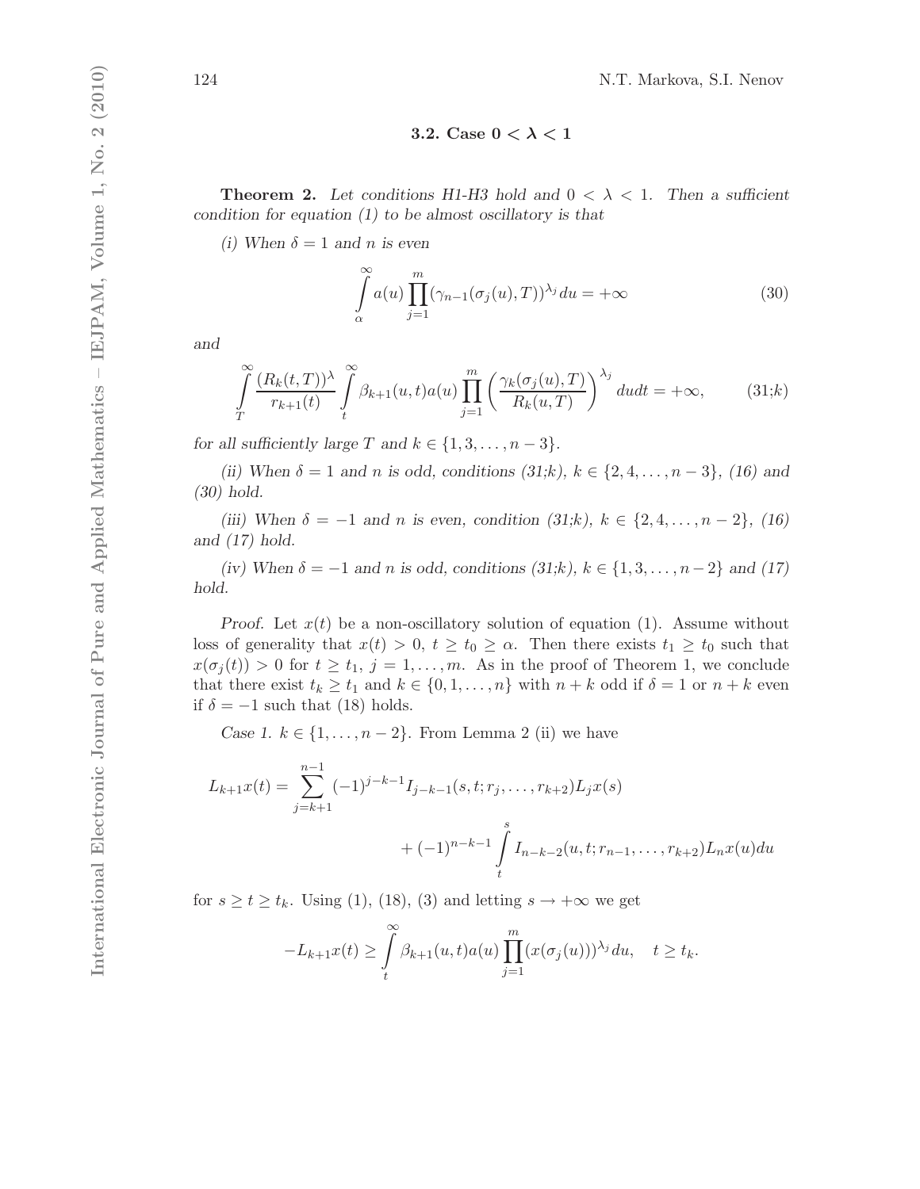### 3.2. Case $0 < \lambda < 1$

**Theorem 2.** *Let conditions H1-H3 hold and $0 < \lambda < 1$. Then a sufficient condition for equation (1) to be almost oscillatory is that*

*(i) When $\delta = 1$ and $n$ is even*

$$\int_{\alpha}^{\infty} a(u) \prod_{j=1}^{m} (\gamma_{n-1}(\sigma_j(u), T))^{\lambda_j} du = +\infty \tag{30}$$

*and*

$$\int_{T}^{\infty} \frac{(R_k(t,T))^{\lambda}}{r_{k+1}(t)} \int_{t}^{\infty} \beta_{k+1}(u,t) a(u) \prod_{j=1}^{m} \left( \frac{\gamma_k(\sigma_j(u), T)}{R_k(u,T)} \right)^{\lambda_j} du dt = +\infty, \tag{31;k}$$

*for all sufficiently large $T$ and $k \in \{1, 3, \ldots, n-3\}$.*

*(ii) When $\delta = 1$ and $n$ is odd, conditions (31;k), $k \in \{2, 4, \ldots, n-3\}$, (16) and (30) hold.*

*(iii) When $\delta = -1$ and $n$ is even, condition (31;k), $k \in \{2, 4, \ldots, n-2\}$, (16) and (17) hold.*

*(iv) When $\delta = -1$ and $n$ is odd, conditions (31;k), $k \in \{1, 3, \ldots, n-2\}$ and (17) hold.*

*Proof.* Let $x(t)$ be a non-oscillatory solution of equation (1). Assume without loss of generality that $x(t) > 0$, $t \geq t_0 \geq \alpha$. Then there exists $t_1 \geq t_0$ such that $x(\sigma_j(t)) > 0$ for $t \geq t_1$, $j = 1, \ldots, m$. As in the proof of Theorem 1, we conclude that there exist $t_k \geq t_1$ and $k \in \{0, 1, \ldots, n\}$ with $n + k$ odd if $\delta = 1$ or $n + k$ even if $\delta = -1$ such that (18) holds.

*Case 1.* $k \in \{1, \ldots, n-2\}$. From Lemma 2 (ii) we have

$$L_{k+1}x(t) = \sum_{j=k+1}^{n-1} (-1)^{j-k-1} I_{j-k-1}(s, t; r_j, \ldots, r_{k+2}) L_j x(s) + (-1)^{n-k-1} \int_{t}^{s} I_{n-k-2}(u, t; r_{n-1}, \ldots, r_{k+2}) L_n x(u) du$$

for $s \geq t \geq t_k$. Using (1), (18), (3) and letting $s \to +\infty$ we get

$$-L_{k+1}x(t) \geq \int_{t}^{\infty} \beta_{k+1}(u,t) a(u) \prod_{j=1}^{m} (x(\sigma_j(u)))^{\lambda_j} du, \quad t \geq t_k.$$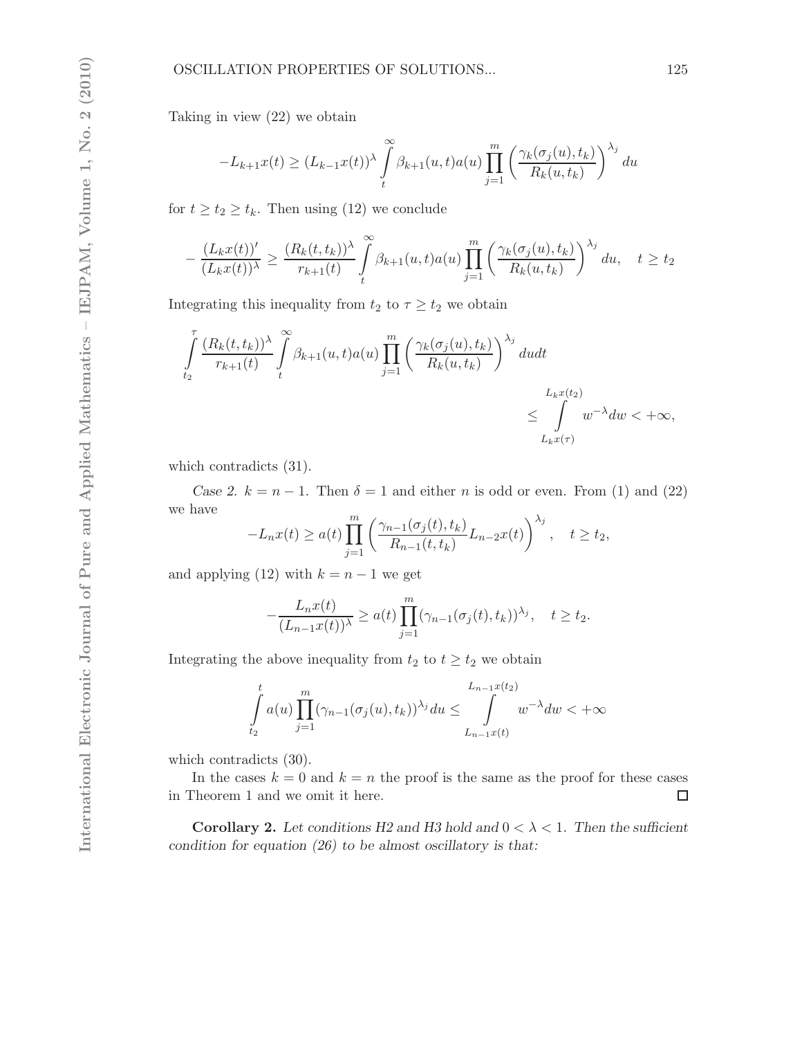Taking in view (22) we obtain

$$-L_{k+1}x(t) \geq (L_{k-1}x(t))^{\lambda} \int_t^{\infty} \beta_{k+1}(u,t)a(u) \prod_{j=1}^{m} \left( \frac{\gamma_k(\sigma_j(u), t_k)}{R_k(u, t_k)} \right)^{\lambda_j} du$$

for $t \geq t_2 \geq t_k$. Then using (12) we conclude

$$-\frac{(L_k x(t))'}{(L_k x(t))^{\lambda}} \geq \frac{(R_k(t,t_k))^{\lambda}}{r_{k+1}(t)} \int_t^{\infty} \beta_{k+1}(u,t)a(u) \prod_{j=1}^{m} \left( \frac{\gamma_k(\sigma_j(u), t_k)}{R_k(u, t_k)} \right)^{\lambda_j} du, \quad t \geq t_2$$

Integrating this inequality from $t_2$ to $\tau \geq t_2$ we obtain

$$\int_{t_2}^{\tau} \frac{(R_k(t,t_k))^{\lambda}}{r_{k+1}(t)} \int_t^{\infty} \beta_{k+1}(u,t)a(u) \prod_{j=1}^{m} \left( \frac{\gamma_k(\sigma_j(u), t_k)}{R_k(u, t_k)} \right)^{\lambda_j} du dt \leq \int_{L_k x(\tau)}^{L_k x(t_2)} w^{-\lambda} dw < +\infty,$$

which contradicts (31).

*Case 2.* $k = n-1$. Then $\delta = 1$ and either $n$ is odd or even. From (1) and (22) we have

$$-L_n x(t) \geq a(t) \prod_{j=1}^{m} \left( \frac{\gamma_{n-1}(\sigma_j(t), t_k)}{R_{n-1}(t, t_k)} L_{n-2}x(t) \right)^{\lambda_j}, \quad t \geq t_2,$$

and applying (12) with $k = n-1$ we get

$$-\frac{L_n x(t)}{(L_{n-1}x(t))^{\lambda}} \geq a(t) \prod_{j=1}^{m} (\gamma_{n-1}(\sigma_j(t), t_k))^{\lambda_j}, \quad t \geq t_2.$$

Integrating the above inequality from $t_2$ to $t \geq t_2$ we obtain

$$\int_{t_2}^{t} a(u) \prod_{j=1}^{m} (\gamma_{n-1}(\sigma_j(u), t_k))^{\lambda_j} du \leq \int_{L_{n-1}x(t)}^{L_{n-1}x(t_2)} w^{-\lambda} dw < +\infty$$

which contradicts (30).

In the cases $k = 0$ and $k = n$ the proof is the same as the proof for these cases in Theorem 1 and we omit it here. □

**Corollary 2.** *Let conditions H2 and H3 hold and $0 < \lambda < 1$. Then the sufficient condition for equation (26) to be almost oscillatory is that:*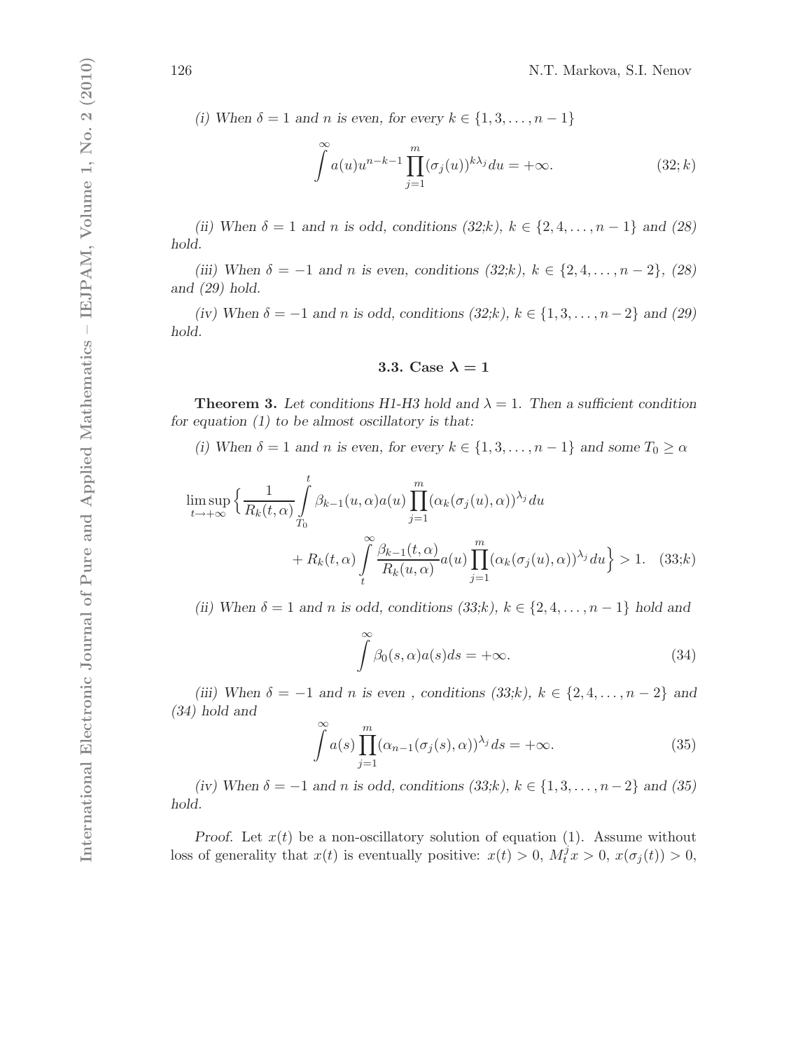*(i) When $\delta = 1$ and $n$ is even, for every $k \in \{1, 3, \dots, n-1\}$*

$$\int^{\infty} a(u)u^{n-k-1} \prod_{j=1}^{m} (\sigma_j(u))^{k\lambda_j} du = +\infty. \tag{32;k}$$

*(ii) When $\delta = 1$ and $n$ is odd, conditions (32;k), $k \in \{2, 4, \dots, n-1\}$ and (28) hold.*

*(iii) When $\delta = -1$ and $n$ is even, conditions (32;k), $k \in \{2, 4, \dots, n-2\}$, (28) and (29) hold.*

*(iv) When $\delta = -1$ and $n$ is odd, conditions (32;k), $k \in \{1, 3, \dots, n-2\}$ and (29) hold.*

### 3.3. Case $\lambda = 1$

**Theorem 3.** *Let conditions H1-H3 hold and $\lambda = 1$. Then a sufficient condition for equation (1) to be almost oscillatory is that:*

*(i) When $\delta = 1$ and $n$ is even, for every $k \in \{1, 3, \dots, n-1\}$ and some $T_0 \geq \alpha$*

$$\limsup_{t \to +\infty} \Big\{ \frac{1}{R_k(t, \alpha)} \int_{T_0}^{t} \beta_{k-1}(u, \alpha) a(u) \prod_{j=1}^{m} (\alpha_k(\sigma_j(u), \alpha))^{\lambda_j} du + R_k(t, \alpha) \int_{t}^{\infty} \frac{\beta_{k-1}(t, \alpha)}{R_k(u, \alpha)} a(u) \prod_{j=1}^{m} (\alpha_k(\sigma_j(u), \alpha))^{\lambda_j} du \Big\} > 1. \tag{33;k}$$

*(ii) When $\delta = 1$ and $n$ is odd, conditions (33;k), $k \in \{2, 4, \dots, n-1\}$ hold and*

$$\int^{\infty} \beta_0(s, \alpha) a(s) ds = +\infty. \tag{34}$$

*(iii) When $\delta = -1$ and $n$ is even , conditions (33;k), $k \in \{2, 4, \dots, n-2\}$ and (34) hold and*

$$\int^{\infty} a(s) \prod_{j=1}^{m} (\alpha_{n-1}(\sigma_j(s), \alpha))^{\lambda_j} ds = +\infty. \tag{35}$$

*(iv) When $\delta = -1$ and $n$ is odd, conditions (33;k), $k \in \{1, 3, \dots, n-2\}$ and (35) hold.*

*Proof.* Let $x(t)$ be a non-oscillatory solution of equation (1). Assume without loss of generality that $x(t)$ is eventually positive: $x(t) > 0$, $M_t^j x > 0$, $x(\sigma_j(t)) > 0$,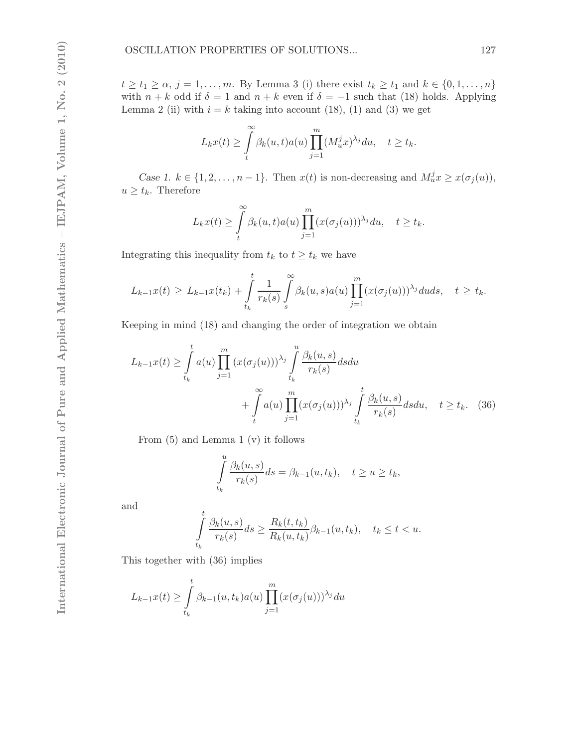$t \geq t_1 \geq \alpha$, $j = 1, \ldots, m$. By Lemma 3 (i) there exist $t_k \geq t_1$ and $k \in \{0, 1, \ldots, n\}$ with $n + k$ odd if $\delta = 1$ and $n + k$ even if $\delta = -1$ such that (18) holds. Applying Lemma 2 (ii) with $i = k$ taking into account (18), (1) and (3) we get

$$L_k x(t) \geq \int_t^{\infty} \beta_k(u, t) a(u) \prod_{j=1}^{m} (M_u^j x)^{\lambda_j} du, \quad t \geq t_k.$$

*Case 1.* $k \in \{1, 2, \ldots, n-1\}$. Then $x(t)$ is non-decreasing and $M_u^j x \geq x(\sigma_j(u))$, $u \geq t_k$. Therefore

$$L_k x(t) \geq \int_t^{\infty} \beta_k(u, t) a(u) \prod_{j=1}^{m} (x(\sigma_j(u)))^{\lambda_j} du, \quad t \geq t_k.$$

Integrating this inequality from $t_k$ to $t \geq t_k$ we have

$$L_{k-1} x(t) \geq L_{k-1} x(t_k) + \int_{t_k}^{t} \frac{1}{r_k(s)} \int_s^{\infty} \beta_k(u, s) a(u) \prod_{j=1}^{m} (x(\sigma_j(u)))^{\lambda_j} du ds, \quad t \geq t_k.$$

Keeping in mind (18) and changing the order of integration we obtain

$$L_{k-1} x(t) \geq \int_{t_k}^{t} a(u) \prod_{j=1}^{m} (x(\sigma_j(u)))^{\lambda_j} \int_{t_k}^{u} \frac{\beta_k(u, s)}{r_k(s)} ds du + \int_t^{\infty} a(u) \prod_{j=1}^{m} (x(\sigma_j(u)))^{\lambda_j} \int_{t_k}^{t} \frac{\beta_k(u, s)}{r_k(s)} ds du, \quad t \geq t_k. \quad (36)$$

From (5) and Lemma 1 (v) it follows

$$\int_{t_k}^{u} \frac{\beta_k(u, s)}{r_k(s)} ds = \beta_{k-1}(u, t_k), \quad t \geq u \geq t_k,$$

and

$$\int_{t_k}^{t} \frac{\beta_k(u, s)}{r_k(s)} ds \geq \frac{R_k(t, t_k)}{R_k(u, t_k)} \beta_{k-1}(u, t_k), \quad t_k \leq t < u.$$

This together with (36) implies

$$L_{k-1} x(t) \geq \int_{t_k}^{t} \beta_{k-1}(u, t_k) a(u) \prod_{j=1}^{m} (x(\sigma_j(u)))^{\lambda_j} du$$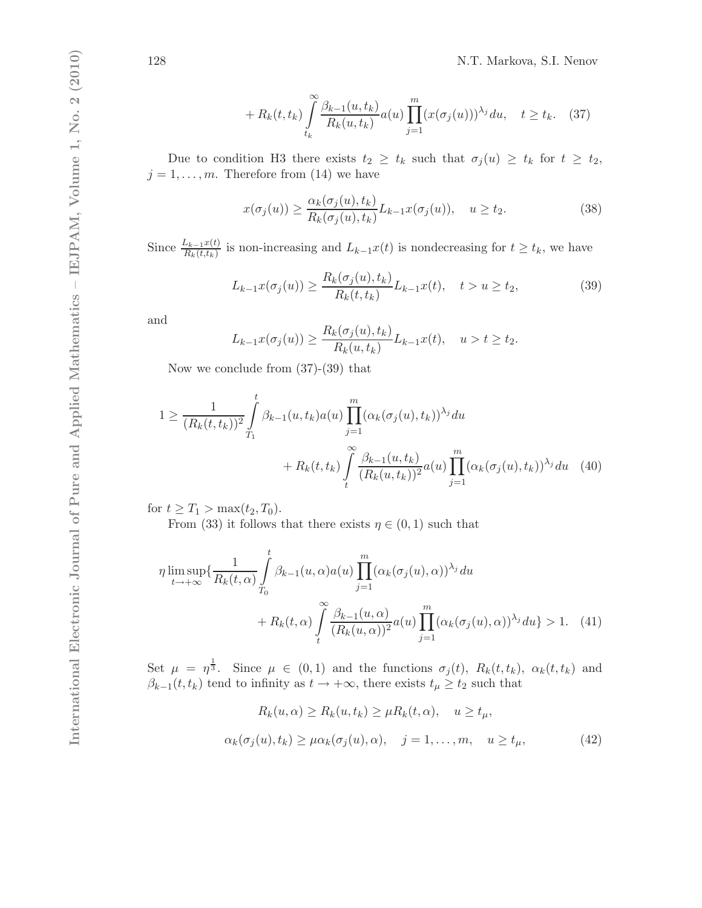$$+ R_k(t,t_k) \int\limits_{t_k}^{\infty} \frac{\beta_{k-1}(u,t_k)}{R_k(u,t_k)} a(u) \prod_{j=1}^{m} (x(\sigma_j(u)))^{\lambda_j} du, \quad t \geq t_k. \quad (37)$$

Due to condition H3 there exists $t_2 \geq t_k$ such that $\sigma_j(u) \geq t_k$ for $t \geq t_2$, $j = 1, \ldots, m$. Therefore from (14) we have

$$x(\sigma_j(u)) \geq \frac{\alpha_k(\sigma_j(u), t_k)}{R_k(\sigma_j(u), t_k)} L_{k-1}x(\sigma_j(u)), \quad u \geq t_2. \quad (38)$$

Since $\frac{L_{k-1}x(t)}{R_k(t,t_k)}$ is non-increasing and $L_{k-1}x(t)$ is nondecreasing for $t \geq t_k$, we have

$$L_{k-1}x(\sigma_j(u)) \geq \frac{R_k(\sigma_j(u), t_k)}{R_k(t, t_k)} L_{k-1}x(t), \quad t > u \geq t_2, \quad (39)$$

and

$$L_{k-1}x(\sigma_j(u)) \geq \frac{R_k(\sigma_j(u), t_k)}{R_k(u, t_k)} L_{k-1}x(t), \quad u > t \geq t_2.$$

Now we conclude from (37)-(39) that

$$1 \geq \frac{1}{(R_k(t,t_k))^2} \int\limits_{T_1}^{t} \beta_{k-1}(u,t_k) a(u) \prod_{j=1}^{m} (\alpha_k(\sigma_j(u), t_k))^{\lambda_j} du$$
$$+ R_k(t,t_k) \int\limits_{t}^{\infty} \frac{\beta_{k-1}(u,t_k)}{(R_k(u,t_k))^2} a(u) \prod_{j=1}^{m} (\alpha_k(\sigma_j(u), t_k))^{\lambda_j} du \quad (40)$$

for $t \geq T_1 > \max(t_2, T_0)$.

From (33) it follows that there exists $\eta \in (0,1)$ such that

$$\eta \limsup_{t \to +\infty} \{ \frac{1}{R_k(t,\alpha)} \int\limits_{T_0}^{t} \beta_{k-1}(u,\alpha) a(u) \prod_{j=1}^{m} (\alpha_k(\sigma_j(u), \alpha))^{\lambda_j} du$$
$$+ R_k(t,\alpha) \int\limits_{t}^{\infty} \frac{\beta_{k-1}(u,\alpha)}{(R_k(u,\alpha))^2} a(u) \prod_{j=1}^{m} (\alpha_k(\sigma_j(u), \alpha))^{\lambda_j} du \} > 1. \quad (41)$$

Set $\mu = \eta^{\frac{1}{3}}$. Since $\mu \in (0,1)$ and the functions $\sigma_j(t)$, $R_k(t,t_k)$, $\alpha_k(t,t_k)$ and $\beta_{k-1}(t,t_k)$ tend to infinity as $t \to +\infty$, there exists $t_\mu \geq t_2$ such that

$$R_k(u,\alpha) \geq R_k(u,t_k) \geq \mu R_k(t,\alpha), \quad u \geq t_\mu,$$
$$\alpha_k(\sigma_j(u), t_k) \geq \mu \alpha_k(\sigma_j(u), \alpha), \quad j = 1, \ldots, m, \quad u \geq t_\mu, \quad (42)$$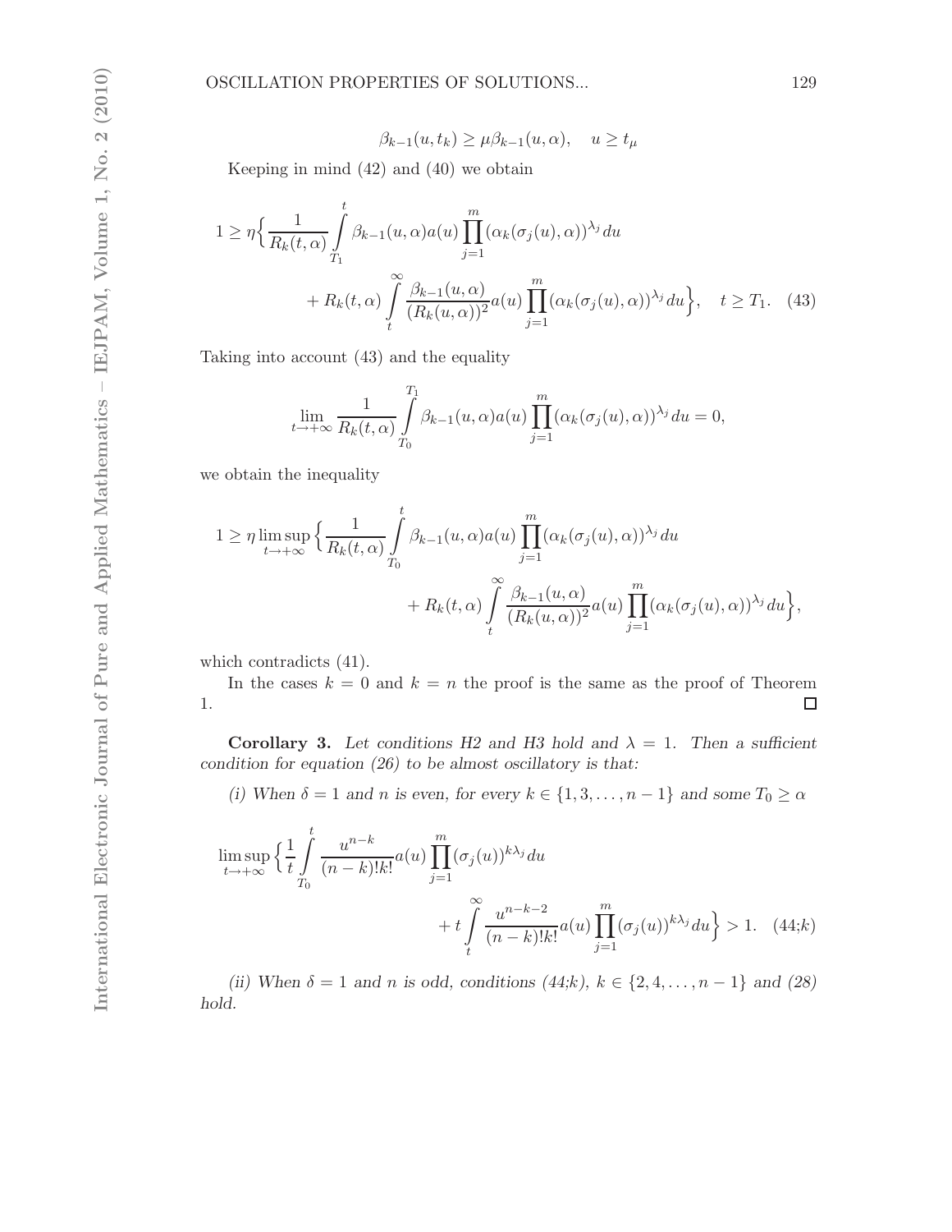$$\beta_{k-1}(u,t_k) \geq \mu\beta_{k-1}(u,\alpha), \quad u \geq t_\mu$$

Keeping in mind (42) and (40) we obtain

$$1 \geq \eta\Big\{\frac{1}{R_k(t,\alpha)}\int_{T_1}^{t}\beta_{k-1}(u,\alpha)a(u)\prod_{j=1}^{m}(\alpha_k(\sigma_j(u),\alpha))^{\lambda_j}\,du + R_k(t,\alpha)\int_{t}^{\infty}\frac{\beta_{k-1}(u,\alpha)}{(R_k(u,\alpha))^2}a(u)\prod_{j=1}^{m}(\alpha_k(\sigma_j(u),\alpha))^{\lambda_j}\,du\Big\}, \quad t \geq T_1. \quad (43)$$

Taking into account (43) and the equality

$$\lim_{t\to+\infty}\frac{1}{R_k(t,\alpha)}\int_{T_0}^{T_1}\beta_{k-1}(u,\alpha)a(u)\prod_{j=1}^{m}(\alpha_k(\sigma_j(u),\alpha))^{\lambda_j}\,du = 0,$$

we obtain the inequality

$$1 \geq \eta\limsup_{t\to+\infty}\Big\{\frac{1}{R_k(t,\alpha)}\int_{T_0}^{t}\beta_{k-1}(u,\alpha)a(u)\prod_{j=1}^{m}(\alpha_k(\sigma_j(u),\alpha))^{\lambda_j}\,du + R_k(t,\alpha)\int_{t}^{\infty}\frac{\beta_{k-1}(u,\alpha)}{(R_k(u,\alpha))^2}a(u)\prod_{j=1}^{m}(\alpha_k(\sigma_j(u),\alpha))^{\lambda_j}\,du\Big\},$$

which contradicts (41).

In the cases $k = 0$ and $k = n$ the proof is the same as the proof of Theorem 1. □

**Corollary 3.** *Let conditions H2 and H3 hold and $\lambda = 1$. Then a sufficient condition for equation (26) to be almost oscillatory is that:*

*(i) When $\delta = 1$ and $n$ is even, for every $k \in \{1, 3, \ldots, n-1\}$ and some $T_0 \geq \alpha$*

$$\limsup_{t\to+\infty}\Big\{\frac{1}{t}\int_{T_0}^{t}\frac{u^{n-k}}{(n-k)!k!}a(u)\prod_{j=1}^{m}(\sigma_j(u))^{k\lambda_j}\,du + t\int_{t}^{\infty}\frac{u^{n-k-2}}{(n-k)!k!}a(u)\prod_{j=1}^{m}(\sigma_j(u))^{k\lambda_j}du\Big\} > 1. \quad (44;k)$$

*(ii) When $\delta = 1$ and $n$ is odd, conditions (44;k), $k \in \{2, 4, \ldots, n-1\}$ and (28) hold.*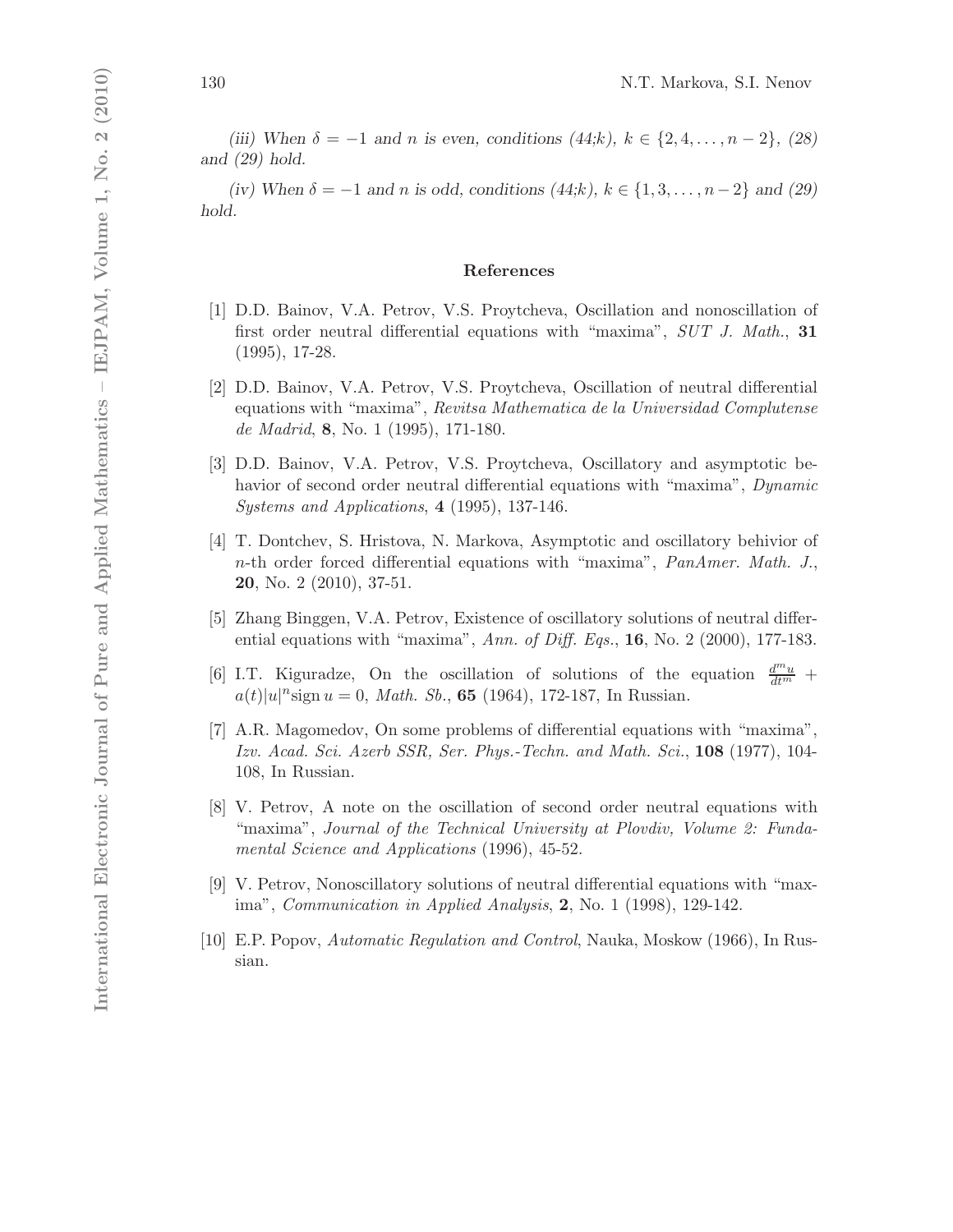*(iii) When $\delta = -1$ and $n$ is even, conditions (44;k), $k \in \{2, 4, \ldots, n-2\}$, (28) and (29) hold.*

*(iv) When $\delta = -1$ and $n$ is odd, conditions (44;k), $k \in \{1, 3, \ldots, n-2\}$ and (29) hold.*

## References

[1] D.D. Bainov, V.A. Petrov, V.S. Proytcheva, Oscillation and nonoscillation of first order neutral differential equations with "maxima", *SUT J. Math.*, **31** (1995), 17-28.

[2] D.D. Bainov, V.A. Petrov, V.S. Proytcheva, Oscillation of neutral differential equations with "maxima", *Revitsa Mathematica de la Universidad Complutense de Madrid*, **8**, No. 1 (1995), 171-180.

[3] D.D. Bainov, V.A. Petrov, V.S. Proytcheva, Oscillatory and asymptotic behavior of second order neutral differential equations with "maxima", *Dynamic Systems and Applications*, **4** (1995), 137-146.

[4] T. Dontchev, S. Hristova, N. Markova, Asymptotic and oscillatory behivior of $n$-th order forced differential equations with "maxima", *PanAmer. Math. J.*, **20**, No. 2 (2010), 37-51.

[5] Zhang Binggen, V.A. Petrov, Existence of oscillatory solutions of neutral differential equations with "maxima", *Ann. of Diff. Eqs.*, **16**, No. 2 (2000), 177-183.

[6] I.T. Kiguradze, On the oscillation of solutions of the equation $\frac{d^m u}{dt^m} + a(t)|u|^n \operatorname{sign} u = 0$, *Math. Sb.*, **65** (1964), 172-187, In Russian.

[7] A.R. Magomedov, On some problems of differential equations with "maxima", *Izv. Acad. Sci. Azerb SSR, Ser. Phys.-Techn. and Math. Sci.*, **108** (1977), 104-108, In Russian.

[8] V. Petrov, A note on the oscillation of second order neutral equations with "maxima", *Journal of the Technical University at Plovdiv, Volume 2: Fundamental Science and Applications* (1996), 45-52.

[9] V. Petrov, Nonoscillatory solutions of neutral differential equations with "maxima", *Communication in Applied Analysis*, **2**, No. 1 (1998), 129-142.

[10] E.P. Popov, *Automatic Regulation and Control*, Nauka, Moskow (1966), In Russian.